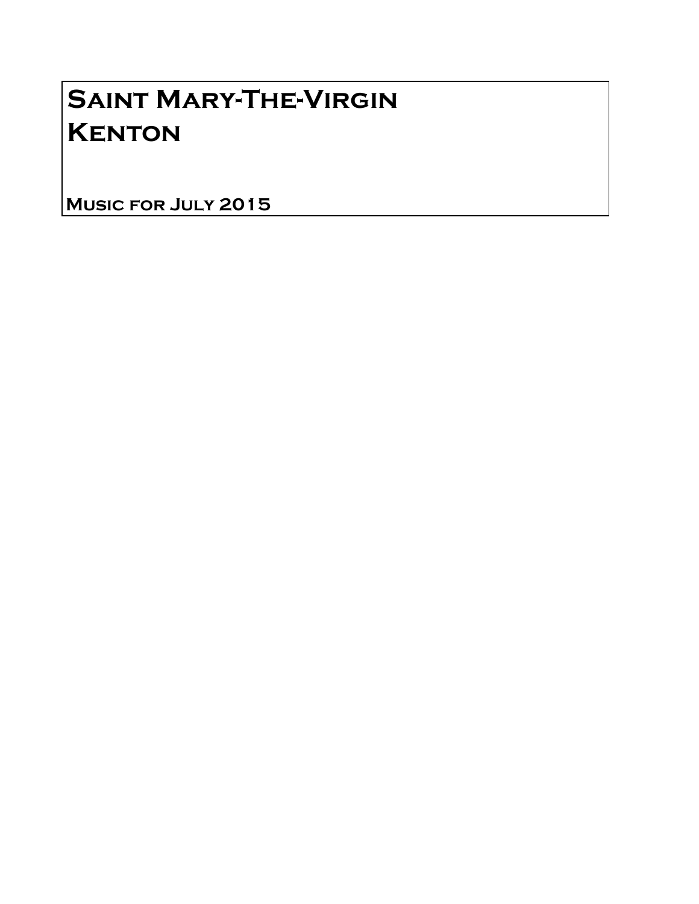# Saint Mary-The-Virgin
# Kenton

**Music for July 2015**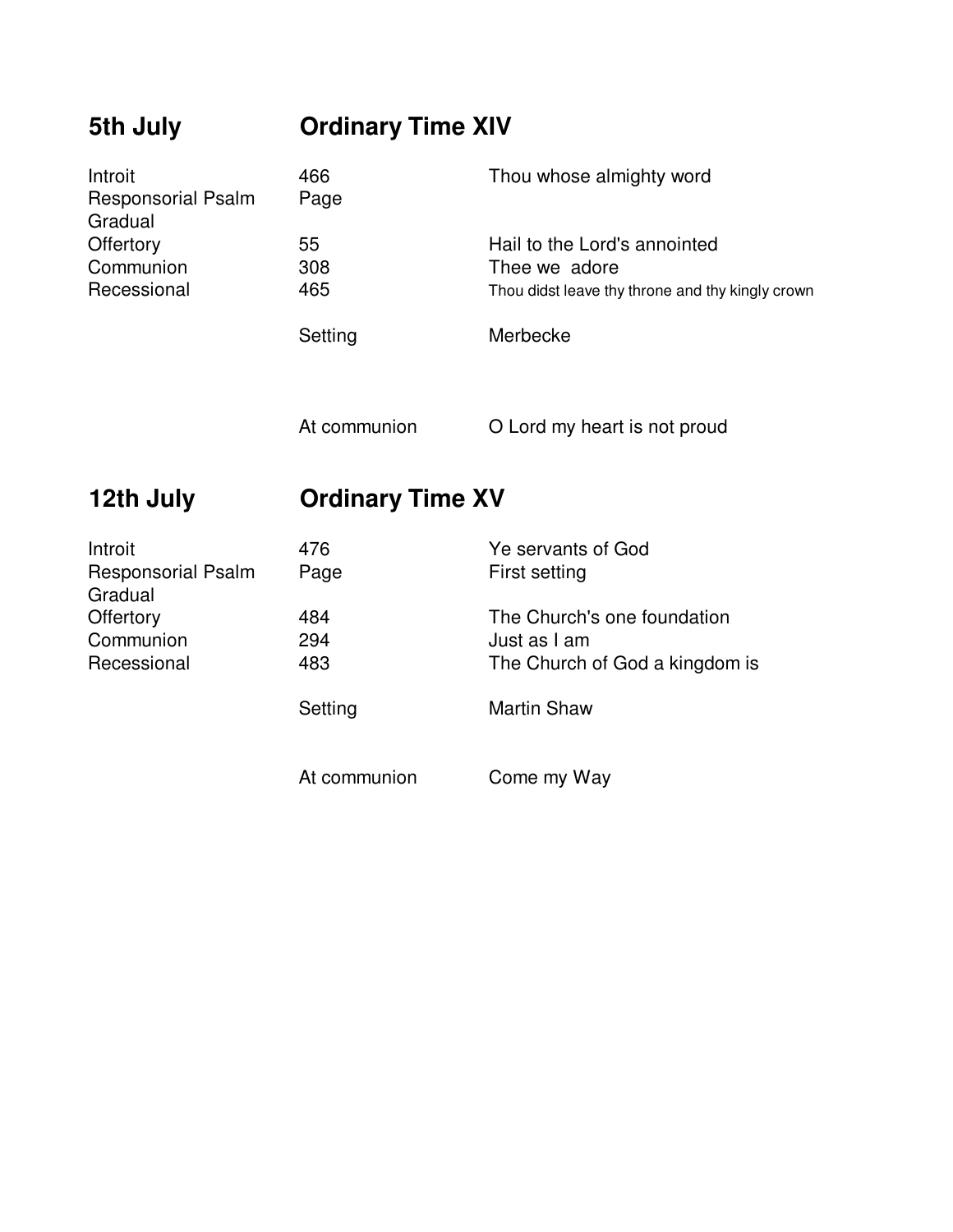## 5th July — Ordinary Time XIV

| | | |
|---|---|---|
| Introit | 466 | Thou whose almighty word |
| Responsorial Psalm | Page | |
| Gradual | | |
| Offertory | 55 | Hail to the Lord's annointed |
| Communion | 308 | Thee we adore |
| Recessional | 465 | Thou didst leave thy throne and thy kingly crown |
| | Setting | Merbecke |
| | At communion | O Lord my heart is not proud |

## 12th July — Ordinary Time XV

| | | |
|---|---|---|
| Introit | 476 | Ye servants of God |
| Responsorial Psalm | Page | First setting |
| Gradual | | |
| Offertory | 484 | The Church's one foundation |
| Communion | 294 | Just as I am |
| Recessional | 483 | The Church of God a kingdom is |
| | Setting | Martin Shaw |
| | At communion | Come my Way |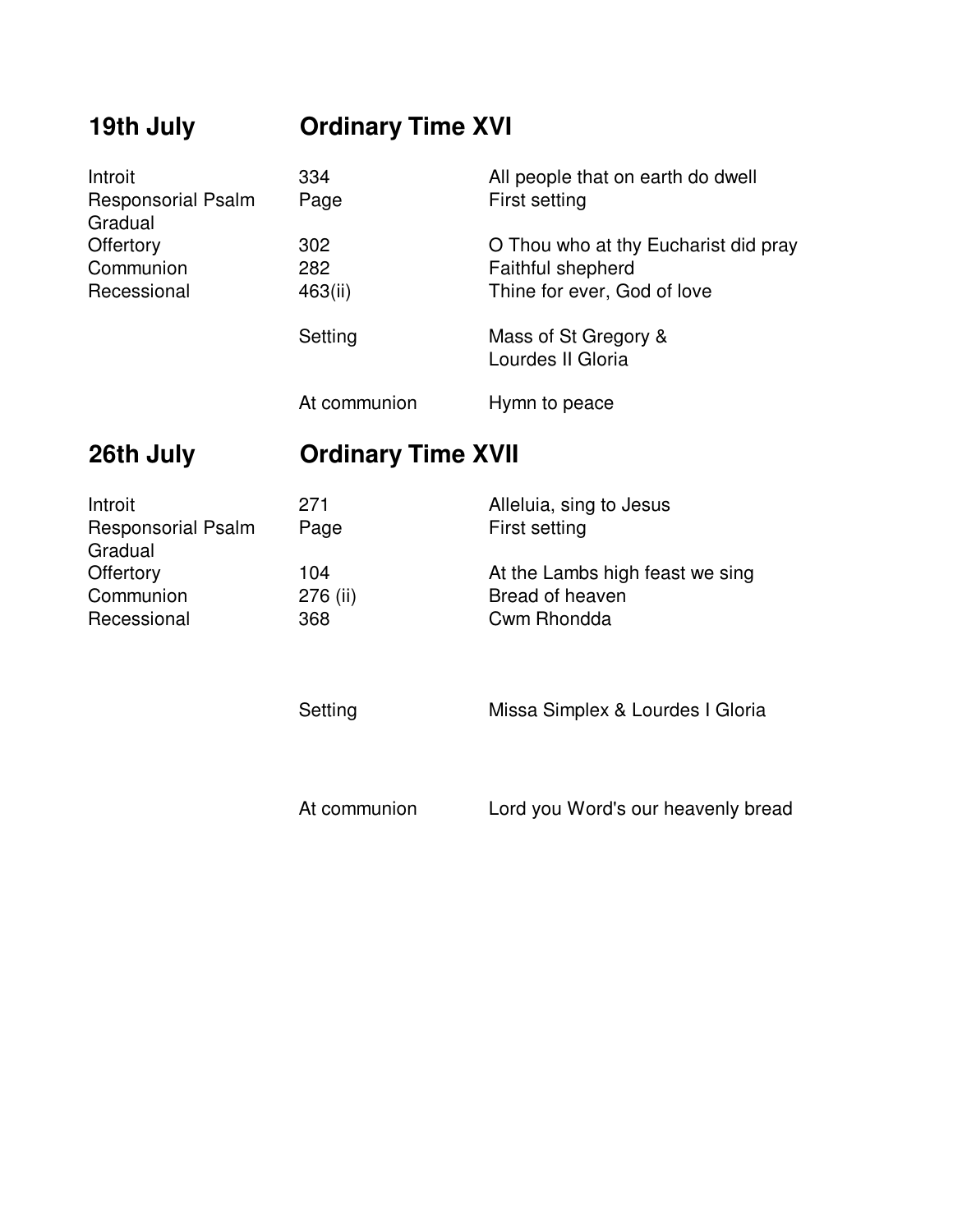## 19th July — Ordinary Time XVI

| | | |
|---|---|---|
| Introit | 334 | All people that on earth do dwell |
| Responsorial Psalm Gradual | Page | First setting |
| Offertory | 302 | O Thou who at thy Eucharist did pray |
| Communion | 282 | Faithful shepherd |
| Recessional | 463(ii) | Thine for ever, God of love |
| | Setting | Mass of St Gregory & Lourdes II Gloria |
| | At communion | Hymn to peace |

## 26th July — Ordinary Time XVII

| | | |
|---|---|---|
| Introit | 271 | Alleluia, sing to Jesus |
| Responsorial Psalm Gradual | Page | First setting |
| Offertory | 104 | At the Lambs high feast we sing |
| Communion | 276 (ii) | Bread of heaven |
| Recessional | 368 | Cwm Rhondda |
| | Setting | Missa Simplex & Lourdes I Gloria |
| | At communion | Lord you Word's our heavenly bread |